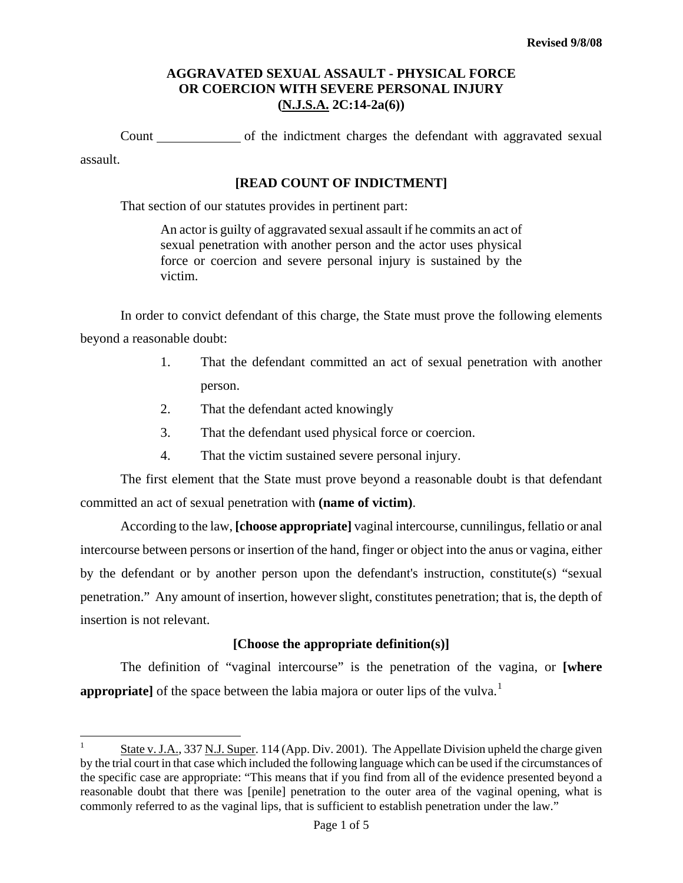Revised 9/8/08

# AGGRAVATED SEXUAL ASSAULT - PHYSICAL FORCE OR COERCION WITH SEVERE PERSONAL INJURY (N.J.S.A. 2C:14-2a(6))

Count ____________ of the indictment charges the defendant with aggravated sexual assault.

**[READ COUNT OF INDICTMENT]**

That section of our statutes provides in pertinent part:

> An actor is guilty of aggravated sexual assault if he commits an act of sexual penetration with another person and the actor uses physical force or coercion and severe personal injury is sustained by the victim.

In order to convict defendant of this charge, the State must prove the following elements beyond a reasonable doubt:

1. That the defendant committed an act of sexual penetration with another person.
2. That the defendant acted knowingly
3. That the defendant used physical force or coercion.
4. That the victim sustained severe personal injury.

The first element that the State must prove beyond a reasonable doubt is that defendant committed an act of sexual penetration with **(name of victim)**.

According to the law, **[choose appropriate]** vaginal intercourse, cunnilingus, fellatio or anal intercourse between persons or insertion of the hand, finger or object into the anus or vagina, either by the defendant or by another person upon the defendant's instruction, constitute(s) "sexual penetration." Any amount of insertion, however slight, constitutes penetration; that is, the depth of insertion is not relevant.

**[Choose the appropriate definition(s)]**

The definition of "vaginal intercourse" is the penetration of the vagina, or **[where appropriate]** of the space between the labia majora or outer lips of the vulva.[1]

---

[1] State v. J.A., 337 N.J. Super. 114 (App. Div. 2001). The Appellate Division upheld the charge given by the trial court in that case which included the following language which can be used if the circumstances of the specific case are appropriate: "This means that if you find from all of the evidence presented beyond a reasonable doubt that there was [penile] penetration to the outer area of the vaginal opening, what is commonly referred to as the vaginal lips, that is sufficient to establish penetration under the law."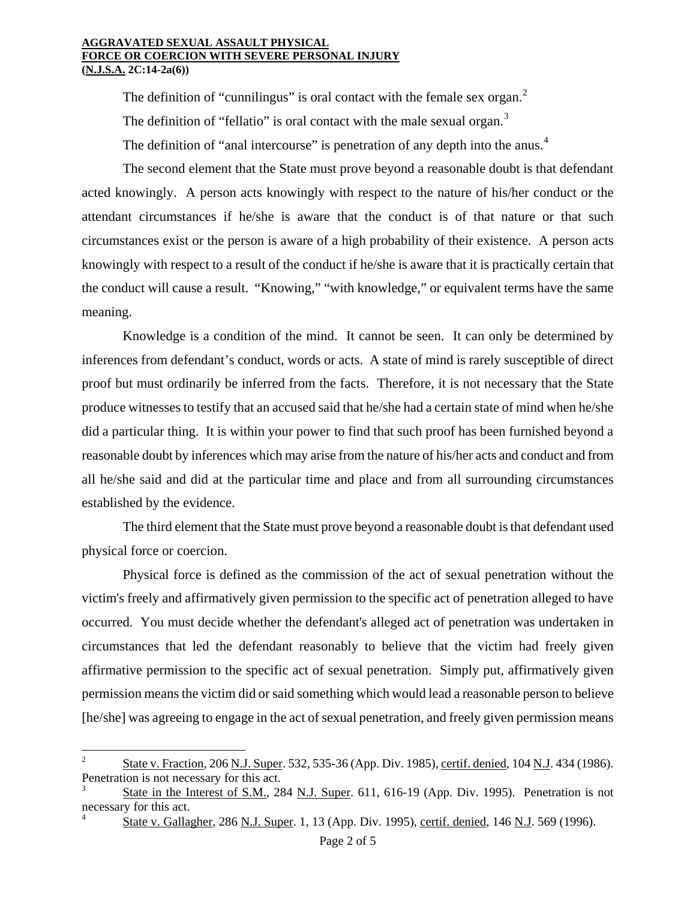The definition of "cunnilingus" is oral contact with the female sex organ.[2]

The definition of "fellatio" is oral contact with the male sexual organ.[3]

The definition of "anal intercourse" is penetration of any depth into the anus.[4]

The second element that the State must prove beyond a reasonable doubt is that defendant acted knowingly. A person acts knowingly with respect to the nature of his/her conduct or the attendant circumstances if he/she is aware that the conduct is of that nature or that such circumstances exist or the person is aware of a high probability of their existence. A person acts knowingly with respect to a result of the conduct if he/she is aware that it is practically certain that the conduct will cause a result. "Knowing," "with knowledge," or equivalent terms have the same meaning.

Knowledge is a condition of the mind. It cannot be seen. It can only be determined by inferences from defendant's conduct, words or acts. A state of mind is rarely susceptible of direct proof but must ordinarily be inferred from the facts. Therefore, it is not necessary that the State produce witnesses to testify that an accused said that he/she had a certain state of mind when he/she did a particular thing. It is within your power to find that such proof has been furnished beyond a reasonable doubt by inferences which may arise from the nature of his/her acts and conduct and from all he/she said and did at the particular time and place and from all surrounding circumstances established by the evidence.

The third element that the State must prove beyond a reasonable doubt is that defendant used physical force or coercion.

Physical force is defined as the commission of the act of sexual penetration without the victim's freely and affirmatively given permission to the specific act of penetration alleged to have occurred. You must decide whether the defendant's alleged act of penetration was undertaken in circumstances that led the defendant reasonably to believe that the victim had freely given affirmative permission to the specific act of sexual penetration. Simply put, affirmatively given permission means the victim did or said something which would lead a reasonable person to believe [he/she] was agreeing to engage in the act of sexual penetration, and freely given permission means

---

[2] State v. Fraction, 206 N.J. Super. 532, 535-36 (App. Div. 1985), certif. denied, 104 N.J. 434 (1986). Penetration is not necessary for this act.

[3] State in the Interest of S.M., 284 N.J. Super. 611, 616-19 (App. Div. 1995). Penetration is not necessary for this act.

[4] State v. Gallagher, 286 N.J. Super. 1, 13 (App. Div. 1995), certif. denied, 146 N.J. 569 (1996).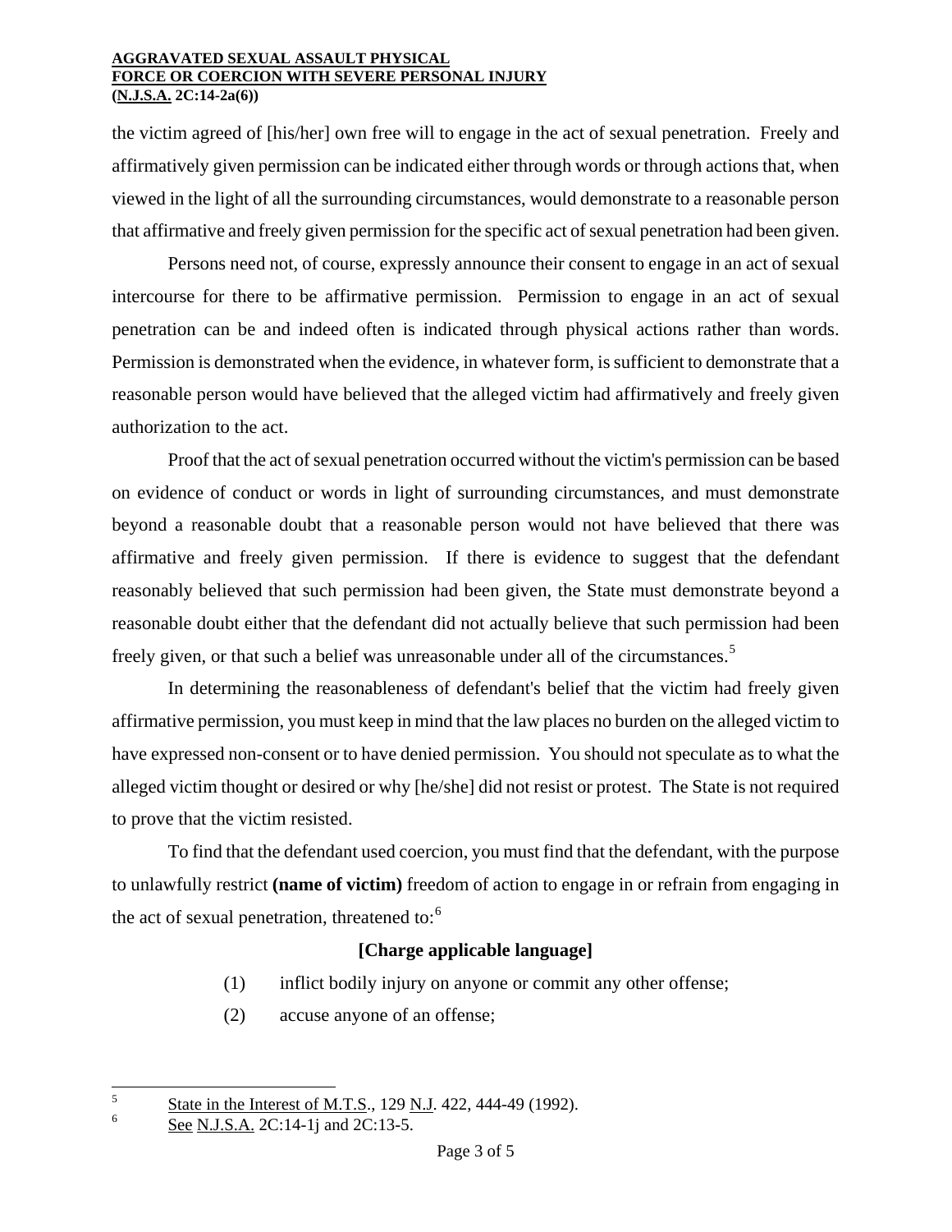the victim agreed of [his/her] own free will to engage in the act of sexual penetration. Freely and affirmatively given permission can be indicated either through words or through actions that, when viewed in the light of all the surrounding circumstances, would demonstrate to a reasonable person that affirmative and freely given permission for the specific act of sexual penetration had been given.

Persons need not, of course, expressly announce their consent to engage in an act of sexual intercourse for there to be affirmative permission. Permission to engage in an act of sexual penetration can be and indeed often is indicated through physical actions rather than words. Permission is demonstrated when the evidence, in whatever form, is sufficient to demonstrate that a reasonable person would have believed that the alleged victim had affirmatively and freely given authorization to the act.

Proof that the act of sexual penetration occurred without the victim's permission can be based on evidence of conduct or words in light of surrounding circumstances, and must demonstrate beyond a reasonable doubt that a reasonable person would not have believed that there was affirmative and freely given permission. If there is evidence to suggest that the defendant reasonably believed that such permission had been given, the State must demonstrate beyond a reasonable doubt either that the defendant did not actually believe that such permission had been freely given, or that such a belief was unreasonable under all of the circumstances.[5]

In determining the reasonableness of defendant's belief that the victim had freely given affirmative permission, you must keep in mind that the law places no burden on the alleged victim to have expressed non-consent or to have denied permission. You should not speculate as to what the alleged victim thought or desired or why [he/she] did not resist or protest. The State is not required to prove that the victim resisted.

To find that the defendant used coercion, you must find that the defendant, with the purpose to unlawfully restrict **(name of victim)** freedom of action to engage in or refrain from engaging in the act of sexual penetration, threatened to:[6]

**[Charge applicable language]**

(1) inflict bodily injury on anyone or commit any other offense;

(2) accuse anyone of an offense;

---

[5] State in the Interest of M.T.S., 129 N.J. 422, 444-49 (1992).

[6] See N.J.S.A. 2C:14-1j and 2C:13-5.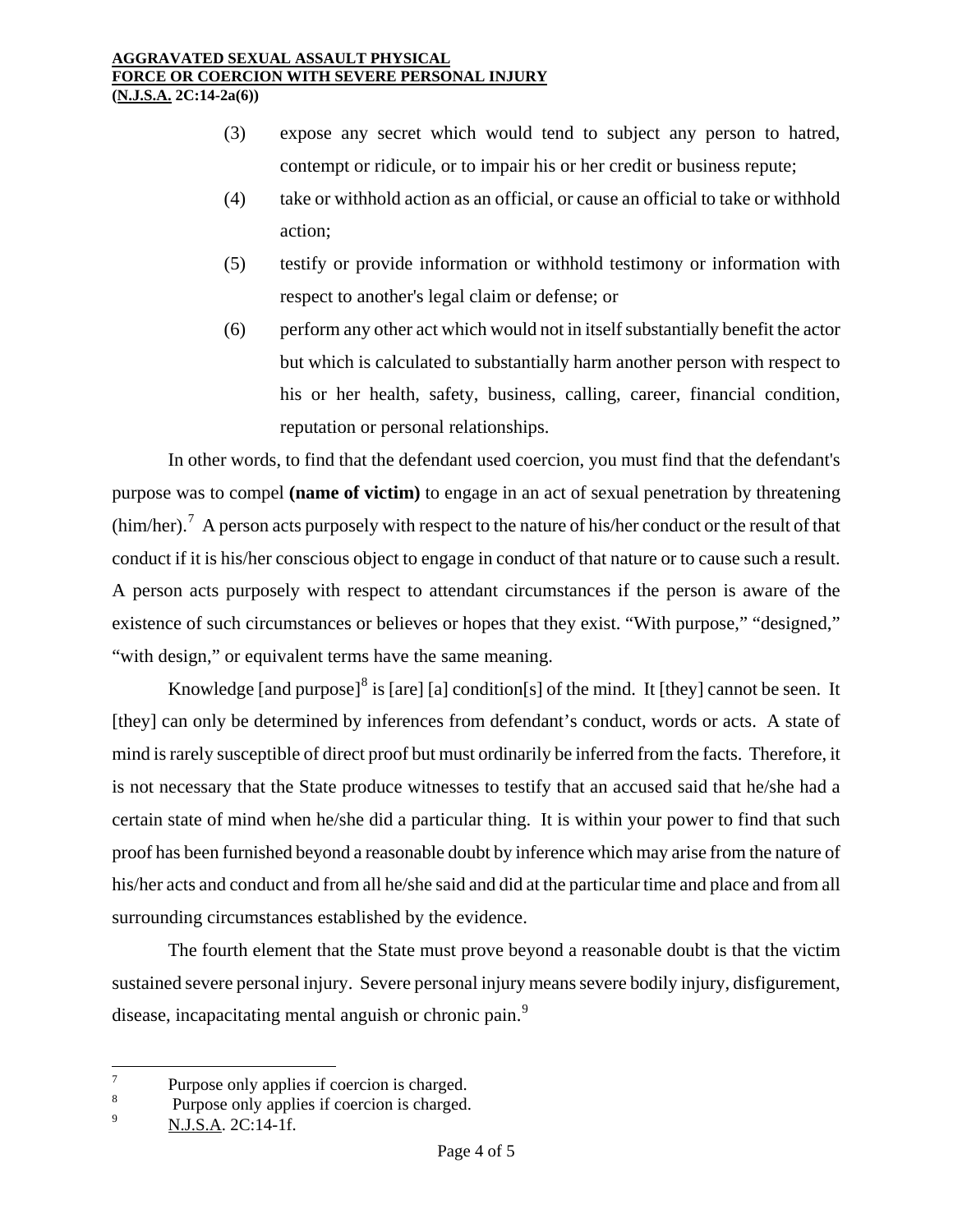(3) expose any secret which would tend to subject any person to hatred, contempt or ridicule, or to impair his or her credit or business repute;

(4) take or withhold action as an official, or cause an official to take or withhold action;

(5) testify or provide information or withhold testimony or information with respect to another's legal claim or defense; or

(6) perform any other act which would not in itself substantially benefit the actor but which is calculated to substantially harm another person with respect to his or her health, safety, business, calling, career, financial condition, reputation or personal relationships.

In other words, to find that the defendant used coercion, you must find that the defendant's purpose was to compel **(name of victim)** to engage in an act of sexual penetration by threatening (him/her).[7] A person acts purposely with respect to the nature of his/her conduct or the result of that conduct if it is his/her conscious object to engage in conduct of that nature or to cause such a result. A person acts purposely with respect to attendant circumstances if the person is aware of the existence of such circumstances or believes or hopes that they exist. "With purpose," "designed," "with design," or equivalent terms have the same meaning.

Knowledge [and purpose][8] is [are] [a] condition[s] of the mind. It [they] cannot be seen. It [they] can only be determined by inferences from defendant's conduct, words or acts. A state of mind is rarely susceptible of direct proof but must ordinarily be inferred from the facts. Therefore, it is not necessary that the State produce witnesses to testify that an accused said that he/she had a certain state of mind when he/she did a particular thing. It is within your power to find that such proof has been furnished beyond a reasonable doubt by inference which may arise from the nature of his/her acts and conduct and from all he/she said and did at the particular time and place and from all surrounding circumstances established by the evidence.

The fourth element that the State must prove beyond a reasonable doubt is that the victim sustained severe personal injury. Severe personal injury means severe bodily injury, disfigurement, disease, incapacitating mental anguish or chronic pain.[9]

---

[7] Purpose only applies if coercion is charged.

[8] Purpose only applies if coercion is charged.

[9] N.J.S.A. 2C:14-1f.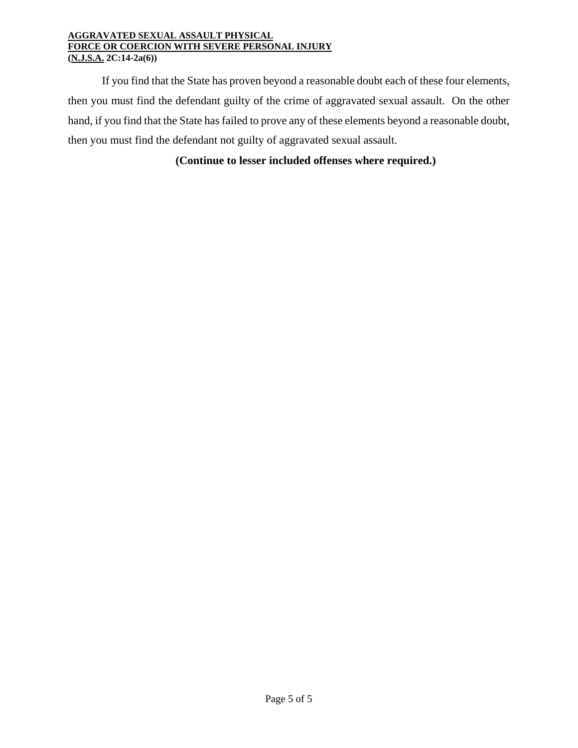If you find that the State has proven beyond a reasonable doubt each of these four elements, then you must find the defendant guilty of the crime of aggravated sexual assault. On the other hand, if you find that the State has failed to prove any of these elements beyond a reasonable doubt, then you must find the defendant not guilty of aggravated sexual assault.

**(Continue to lesser included offenses where required.)**